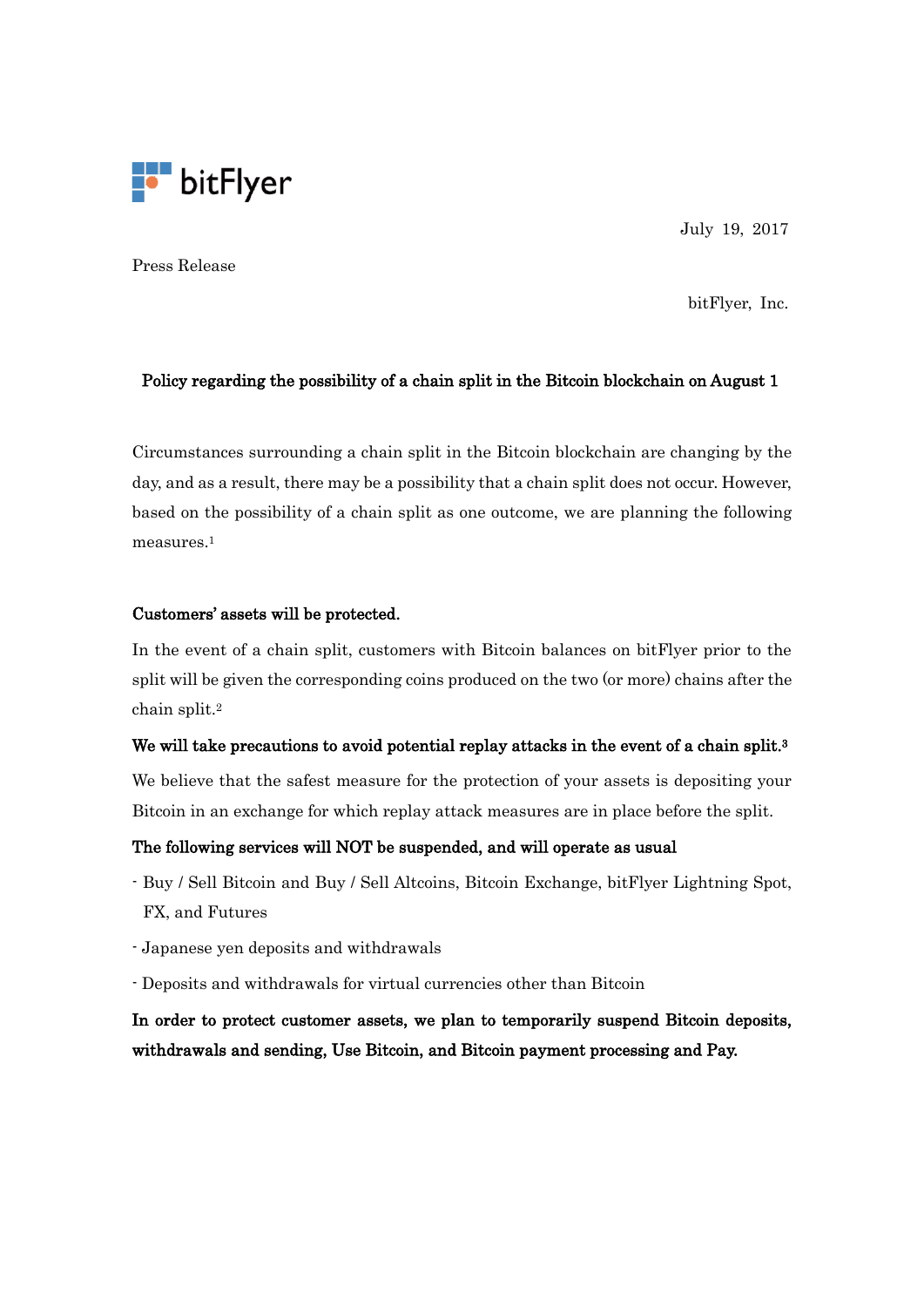bitFlyer

July 19, 2017

Press Release

bitFlyer, Inc.

## Policy regarding the possibility of a chain split in the Bitcoin blockchain on August 1

Circumstances surrounding a chain split in the Bitcoin blockchain are changing by the day, and as a result, there may be a possibility that a chain split does not occur. However, based on the possibility of a chain split as one outcome, we are planning the following measures.[1]

**Customers' assets will be protected.**

In the event of a chain split, customers with Bitcoin balances on bitFlyer prior to the split will be given the corresponding coins produced on the two (or more) chains after the chain split.[2]

**We will take precautions to avoid potential replay attacks in the event of a chain split.[3]**

We believe that the safest measure for the protection of your assets is depositing your Bitcoin in an exchange for which replay attack measures are in place before the split.

**The following services will NOT be suspended, and will operate as usual**

- Buy / Sell Bitcoin and Buy / Sell Altcoins, Bitcoin Exchange, bitFlyer Lightning Spot, FX, and Futures
- Japanese yen deposits and withdrawals
- Deposits and withdrawals for virtual currencies other than Bitcoin

**In order to protect customer assets, we plan to temporarily suspend Bitcoin deposits, withdrawals and sending, Use Bitcoin, and Bitcoin payment processing and Pay.**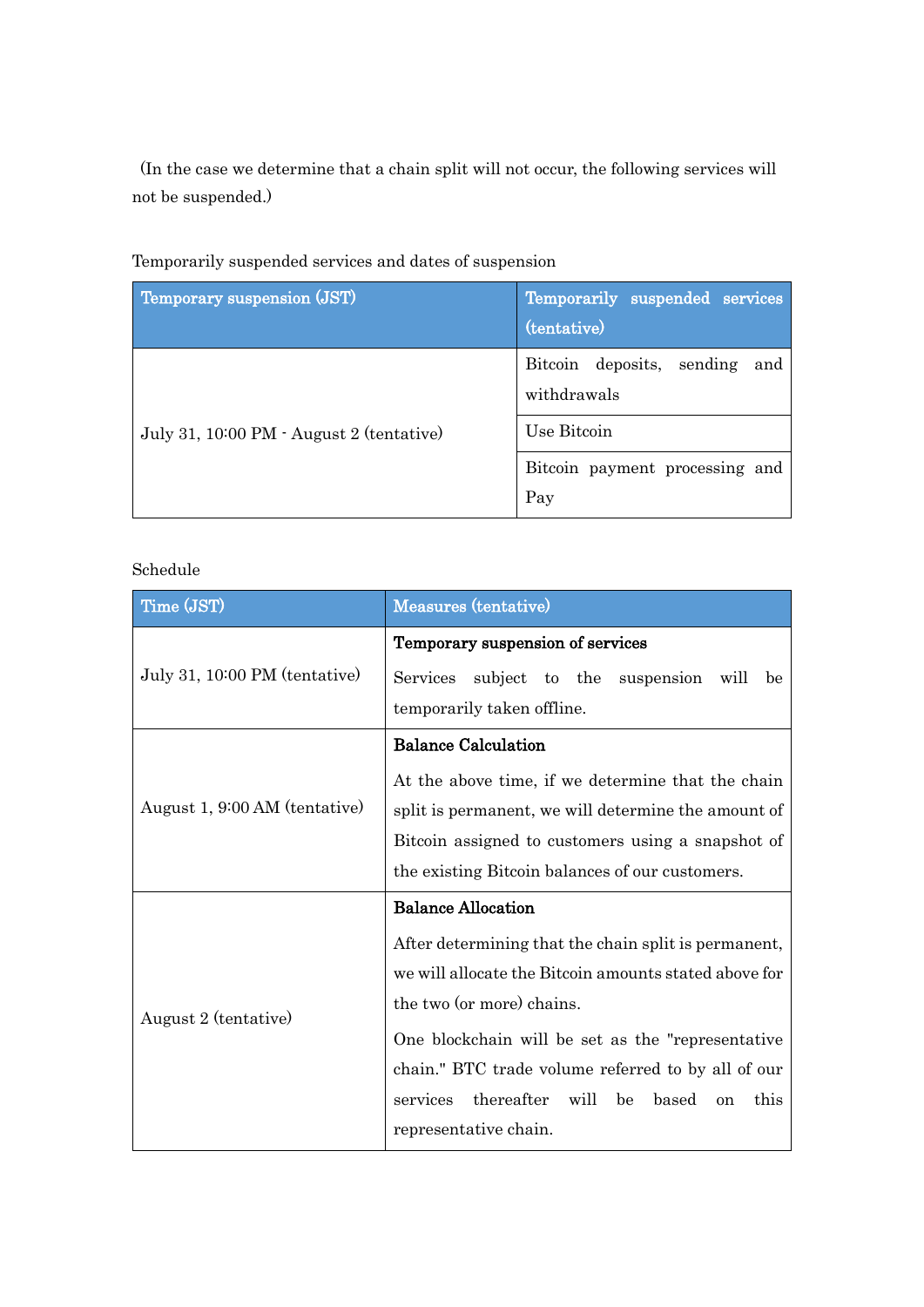(In the case we determine that a chain split will not occur, the following services will not be suspended.)

Temporarily suspended services and dates of suspension

| Temporary suspension (JST) | Temporarily suspended services (tentative) |
|---|---|
| July 31, 10:00 PM - August 2 (tentative) | Bitcoin deposits, sending and withdrawals |
| | Use Bitcoin |
| | Bitcoin payment processing and Pay |

Schedule

| Time (JST) | Measures (tentative) |
|---|---|
| July 31, 10:00 PM (tentative) | **Temporary suspension of services**<br><br>Services subject to the suspension will be temporarily taken offline. |
| August 1, 9:00 AM (tentative) | **Balance Calculation**<br><br>At the above time, if we determine that the chain split is permanent, we will determine the amount of Bitcoin assigned to customers using a snapshot of the existing Bitcoin balances of our customers. |
| August 2 (tentative) | **Balance Allocation**<br><br>After determining that the chain split is permanent, we will allocate the Bitcoin amounts stated above for the two (or more) chains.<br><br>One blockchain will be set as the "representative chain." BTC trade volume referred to by all of our services thereafter will be based on this representative chain. |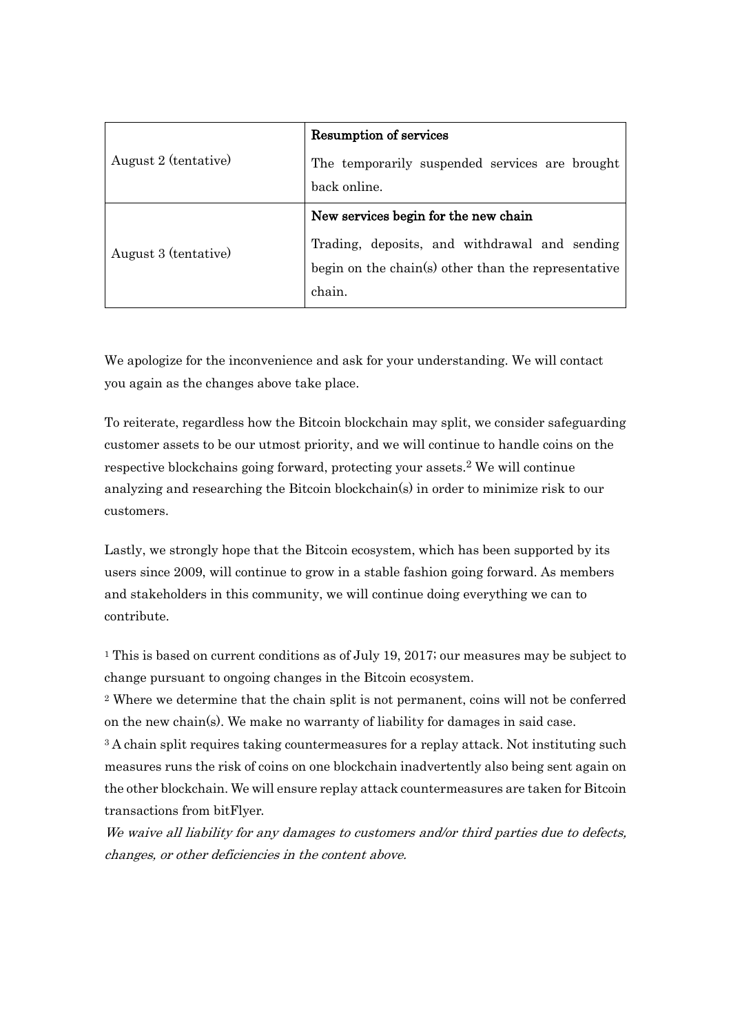| | |
|---|---|
| August 2 (tentative) | **Resumption of services**<br><br>The temporarily suspended services are brought back online. |
| August 3 (tentative) | **New services begin for the new chain**<br><br>Trading, deposits, and withdrawal and sending begin on the chain(s) other than the representative chain. |

We apologize for the inconvenience and ask for your understanding. We will contact you again as the changes above take place.

To reiterate, regardless how the Bitcoin blockchain may split, we consider safeguarding customer assets to be our utmost priority, and we will continue to handle coins on the respective blockchains going forward, protecting your assets.[2] We will continue analyzing and researching the Bitcoin blockchain(s) in order to minimize risk to our customers.

Lastly, we strongly hope that the Bitcoin ecosystem, which has been supported by its users since 2009, will continue to grow in a stable fashion going forward. As members and stakeholders in this community, we will continue doing everything we can to contribute.

[1] This is based on current conditions as of July 19, 2017; our measures may be subject to change pursuant to ongoing changes in the Bitcoin ecosystem.

[2] Where we determine that the chain split is not permanent, coins will not be conferred on the new chain(s). We make no warranty of liability for damages in said case.

[3] A chain split requires taking countermeasures for a replay attack. Not instituting such measures runs the risk of coins on one blockchain inadvertently also being sent again on the other blockchain. We will ensure replay attack countermeasures are taken for Bitcoin transactions from bitFlyer.

*We waive all liability for any damages to customers and/or third parties due to defects, changes, or other deficiencies in the content above.*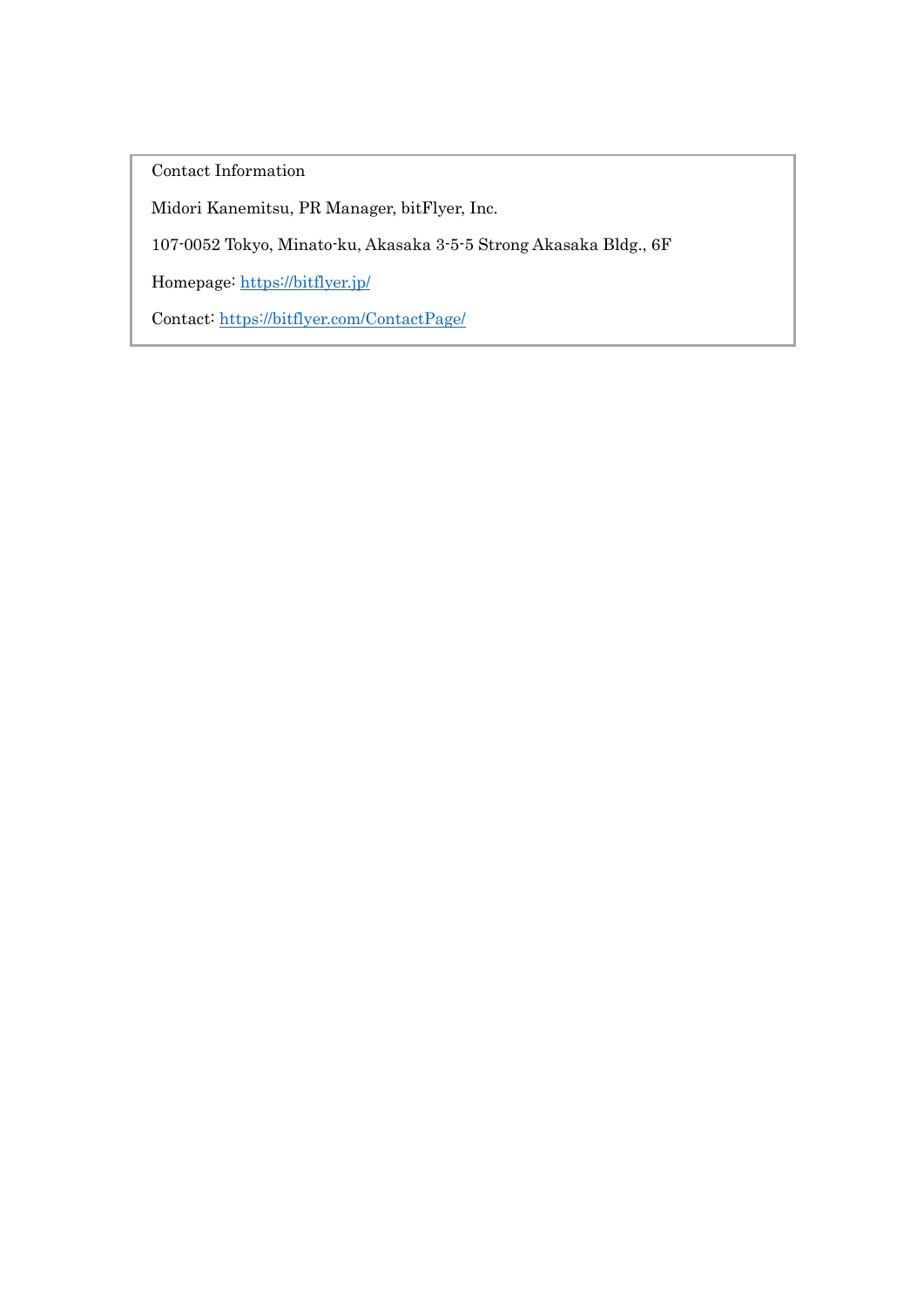Contact Information

Midori Kanemitsu, PR Manager, bitFlyer, Inc.

107-0052 Tokyo, Minato-ku, Akasaka 3-5-5 Strong Akasaka Bldg., 6F

Homepage: [https://bitflyer.jp/](https://bitflyer.jp/)

Contact: [https://bitflyer.com/ContactPage/](https://bitflyer.com/ContactPage/)